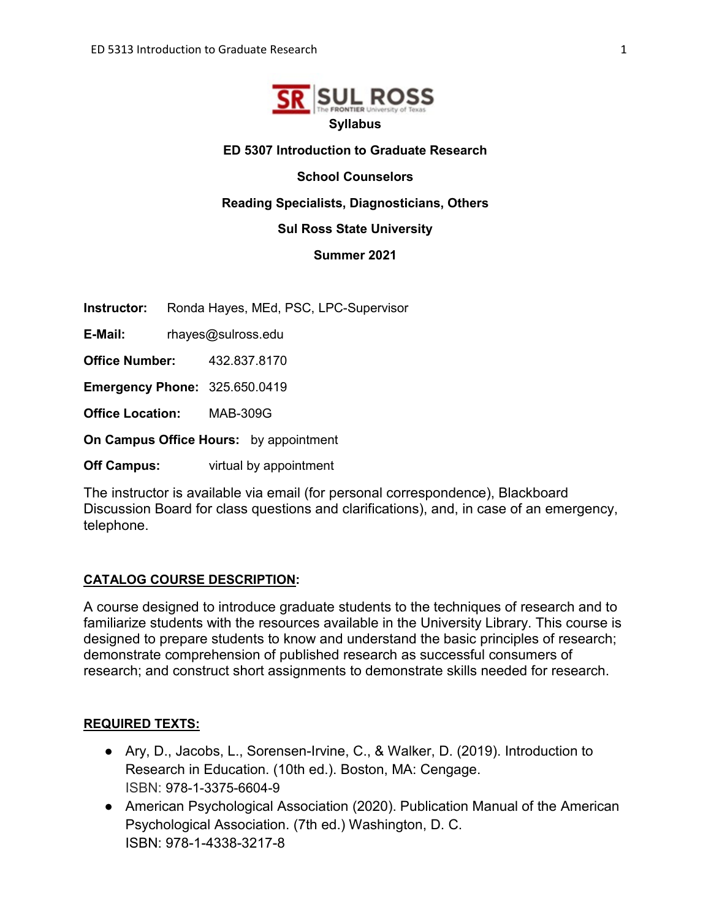**Syllabus**

**ED 5307 Introduction to Graduate Research**

**School Counselors**

**Reading Specialists, Diagnosticians, Others**

**Sul Ross State University**

**Summer 2021**

**Instructor:** Ronda Hayes, MEd, PSC, LPC-Supervisor

**E-Mail:** rhayes@sulross.edu

**Office Number:** 432.837.8170

**Emergency Phone:** 325.650.0419

**Office Location:** MAB-309G

**On Campus Office Hours:** by appointment

**Off Campus:** virtual by appointment

The instructor is available via email (for personal correspondence), Blackboard Discussion Board for class questions and clarifications), and, in case of an emergency, telephone.

## CATALOG COURSE DESCRIPTION:

A course designed to introduce graduate students to the techniques of research and to familiarize students with the resources available in the University Library. This course is designed to prepare students to know and understand the basic principles of research; demonstrate comprehension of published research as successful consumers of research; and construct short assignments to demonstrate skills needed for research.

## REQUIRED TEXTS:

- Ary, D., Jacobs, L., Sorensen-Irvine, C., & Walker, D. (2019). Introduction to Research in Education. (10th ed.). Boston, MA: Cengage. ISBN: 978-1-3375-6604-9
- American Psychological Association (2020). Publication Manual of the American Psychological Association. (7th ed.) Washington, D. C. ISBN: 978-1-4338-3217-8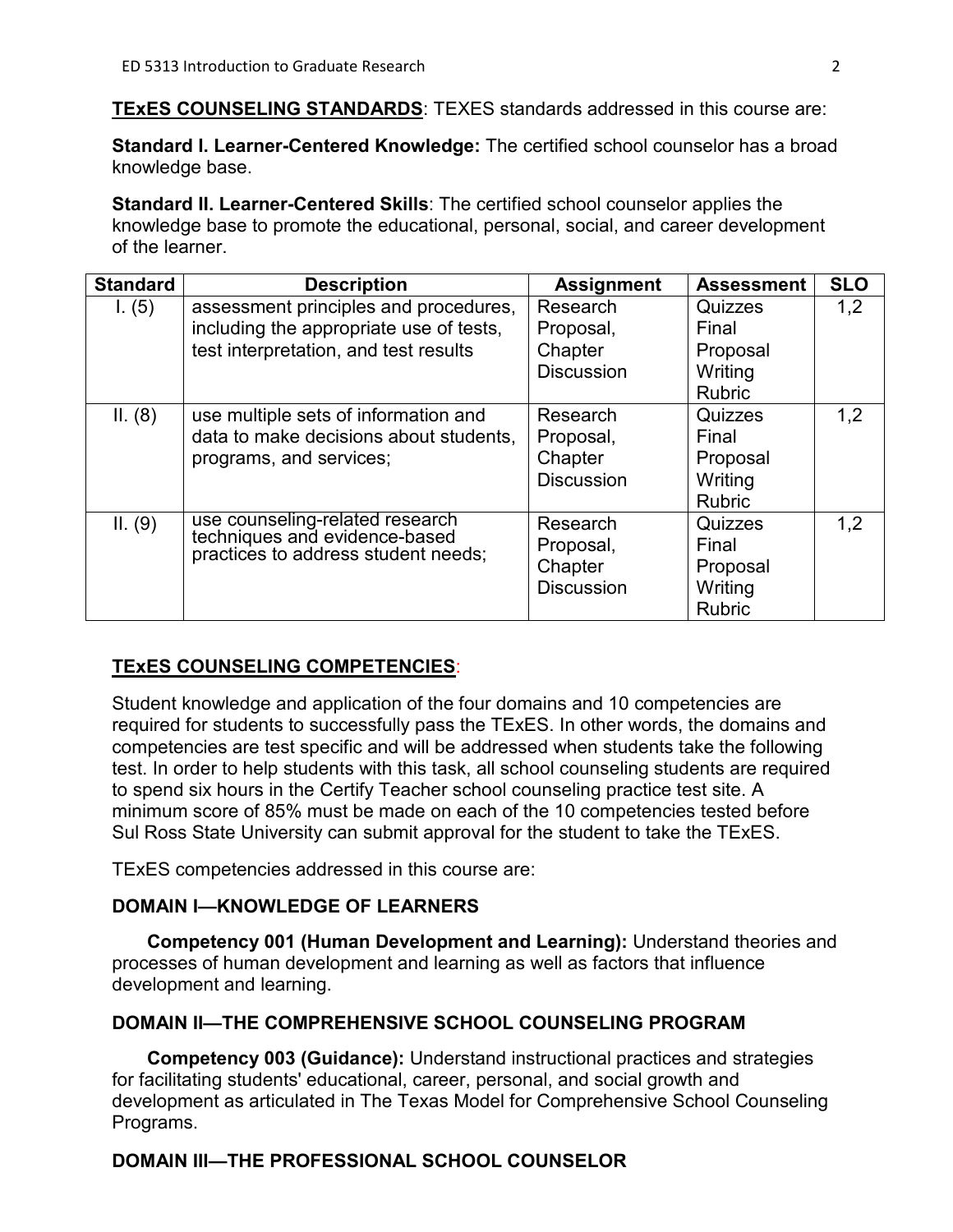**TExES COUNSELING STANDARDS**: TEXES standards addressed in this course are:

**Standard I. Learner-Centered Knowledge:** The certified school counselor has a broad knowledge base.

**Standard II. Learner-Centered Skills**: The certified school counselor applies the knowledge base to promote the educational, personal, social, and career development of the learner.

| Standard | Description | Assignment | Assessment | SLO |
|---|---|---|---|---|
| I. (5) | assessment principles and procedures, including the appropriate use of tests, test interpretation, and test results | Research Proposal, Chapter Discussion | Quizzes Final Proposal Writing Rubric | 1,2 |
| II. (8) | use multiple sets of information and data to make decisions about students, programs, and services; | Research Proposal, Chapter Discussion | Quizzes Final Proposal Writing Rubric | 1,2 |
| II. (9) | use counseling-related research techniques and evidence-based practices to address student needs; | Research Proposal, Chapter Discussion | Quizzes Final Proposal Writing Rubric | 1,2 |

**TExES COUNSELING COMPETENCIES**:

Student knowledge and application of the four domains and 10 competencies are required for students to successfully pass the TExES. In other words, the domains and competencies are test specific and will be addressed when students take the following test. In order to help students with this task, all school counseling students are required to spend six hours in the Certify Teacher school counseling practice test site. A minimum score of 85% must be made on each of the 10 competencies tested before Sul Ross State University can submit approval for the student to take the TExES.

TExES competencies addressed in this course are:

**DOMAIN I—KNOWLEDGE OF LEARNERS**

**Competency 001 (Human Development and Learning):** Understand theories and processes of human development and learning as well as factors that influence development and learning.

**DOMAIN II—THE COMPREHENSIVE SCHOOL COUNSELING PROGRAM**

**Competency 003 (Guidance):** Understand instructional practices and strategies for facilitating students' educational, career, personal, and social growth and development as articulated in The Texas Model for Comprehensive School Counseling Programs.

**DOMAIN III—THE PROFESSIONAL SCHOOL COUNSELOR**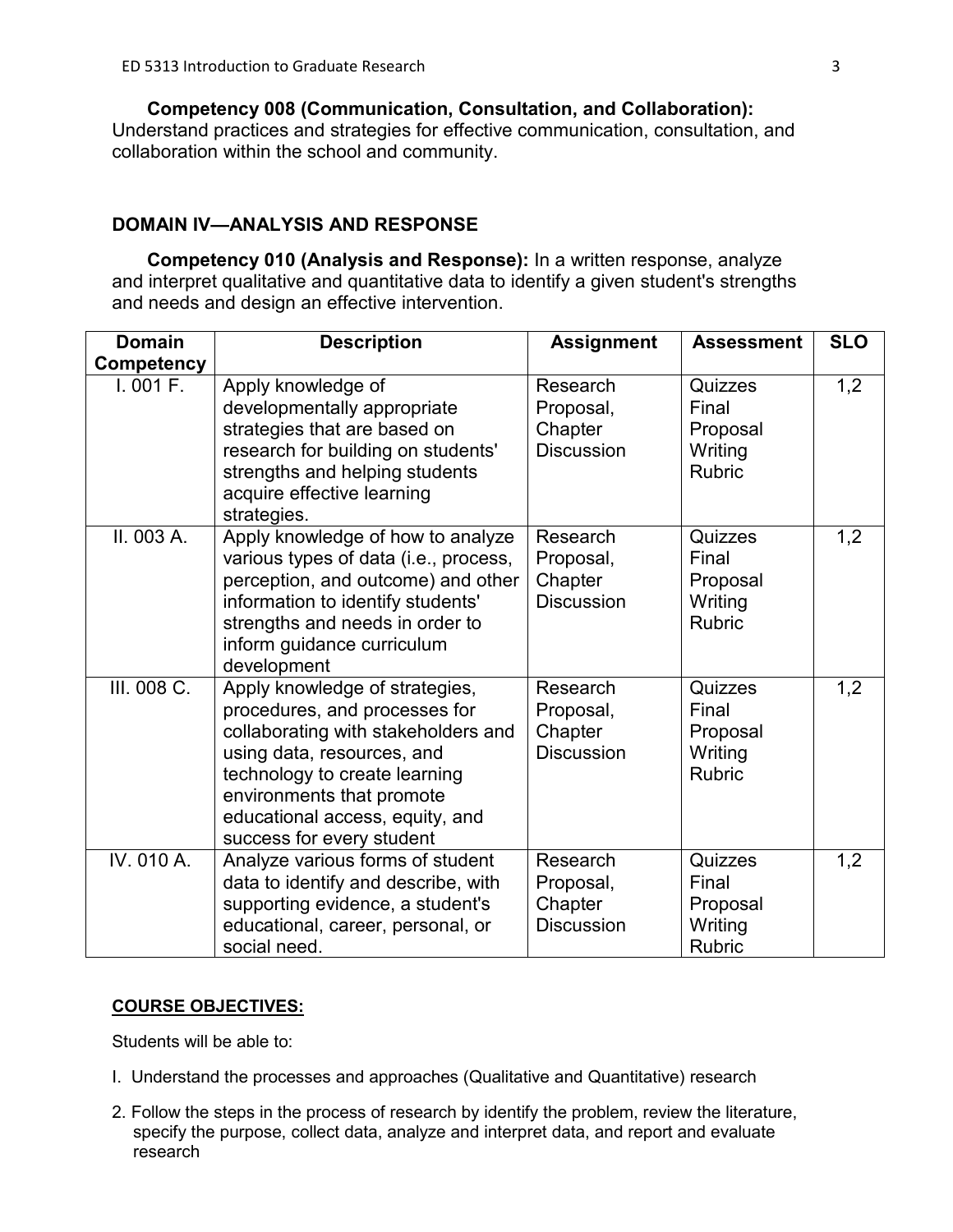**Competency 008 (Communication, Consultation, and Collaboration):** Understand practices and strategies for effective communication, consultation, and collaboration within the school and community.

### DOMAIN IV—ANALYSIS AND RESPONSE

**Competency 010 (Analysis and Response):** In a written response, analyze and interpret qualitative and quantitative data to identify a given student's strengths and needs and design an effective intervention.

| Domain Competency | Description | Assignment | Assessment | SLO |
|---|---|---|---|---|
| I. 001 F. | Apply knowledge of developmentally appropriate strategies that are based on research for building on students' strengths and helping students acquire effective learning strategies. | Research Proposal, Chapter Discussion | Quizzes Final Proposal Writing Rubric | 1,2 |
| II. 003 A. | Apply knowledge of how to analyze various types of data (i.e., process, perception, and outcome) and other information to identify students' strengths and needs in order to inform guidance curriculum development | Research Proposal, Chapter Discussion | Quizzes Final Proposal Writing Rubric | 1,2 |
| III. 008 C. | Apply knowledge of strategies, procedures, and processes for collaborating with stakeholders and using data, resources, and technology to create learning environments that promote educational access, equity, and success for every student | Research Proposal, Chapter Discussion | Quizzes Final Proposal Writing Rubric | 1,2 |
| IV. 010 A. | Analyze various forms of student data to identify and describe, with supporting evidence, a student's educational, career, personal, or social need. | Research Proposal, Chapter Discussion | Quizzes Final Proposal Writing Rubric | 1,2 |

**COURSE OBJECTIVES:**

Students will be able to:

I. Understand the processes and approaches (Qualitative and Quantitative) research

2. Follow the steps in the process of research by identify the problem, review the literature, specify the purpose, collect data, analyze and interpret data, and report and evaluate research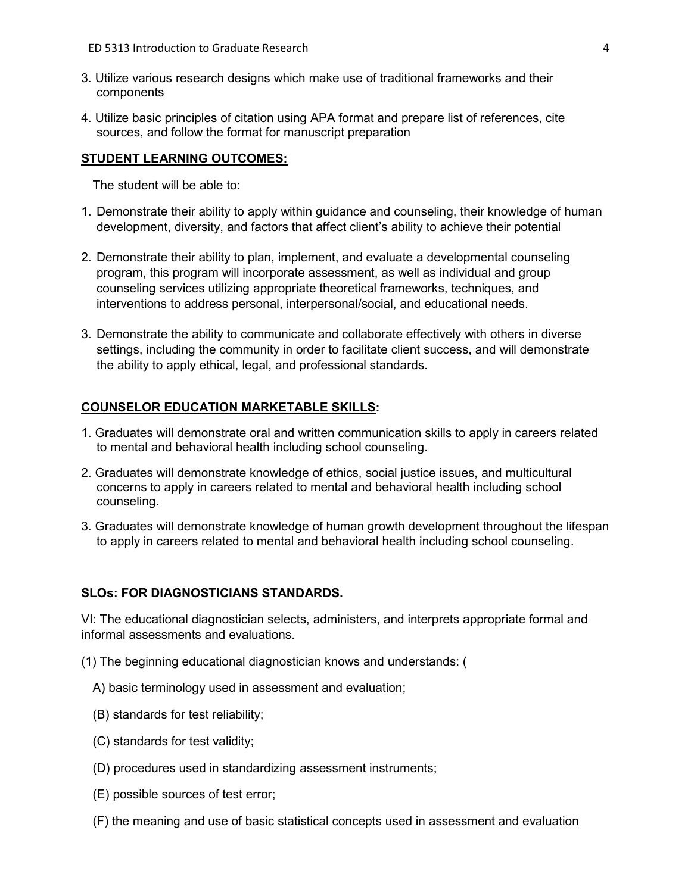3. Utilize various research designs which make use of traditional frameworks and their components

4. Utilize basic principles of citation using APA format and prepare list of references, cite sources, and follow the format for manuscript preparation

## STUDENT LEARNING OUTCOMES:

The student will be able to:

1. Demonstrate their ability to apply within guidance and counseling, their knowledge of human development, diversity, and factors that affect client's ability to achieve their potential

2. Demonstrate their ability to plan, implement, and evaluate a developmental counseling program, this program will incorporate assessment, as well as individual and group counseling services utilizing appropriate theoretical frameworks, techniques, and interventions to address personal, interpersonal/social, and educational needs.

3. Demonstrate the ability to communicate and collaborate effectively with others in diverse settings, including the community in order to facilitate client success, and will demonstrate the ability to apply ethical, legal, and professional standards.

## COUNSELOR EDUCATION MARKETABLE SKILLS:

1. Graduates will demonstrate oral and written communication skills to apply in careers related to mental and behavioral health including school counseling.

2. Graduates will demonstrate knowledge of ethics, social justice issues, and multicultural concerns to apply in careers related to mental and behavioral health including school counseling.

3. Graduates will demonstrate knowledge of human growth development throughout the lifespan to apply in careers related to mental and behavioral health including school counseling.

## SLOs: FOR DIAGNOSTICIANS STANDARDS.

VI: The educational diagnostician selects, administers, and interprets appropriate formal and informal assessments and evaluations.

(1) The beginning educational diagnostician knows and understands: (

A) basic terminology used in assessment and evaluation;

(B) standards for test reliability;

(C) standards for test validity;

(D) procedures used in standardizing assessment instruments;

(E) possible sources of test error;

(F) the meaning and use of basic statistical concepts used in assessment and evaluation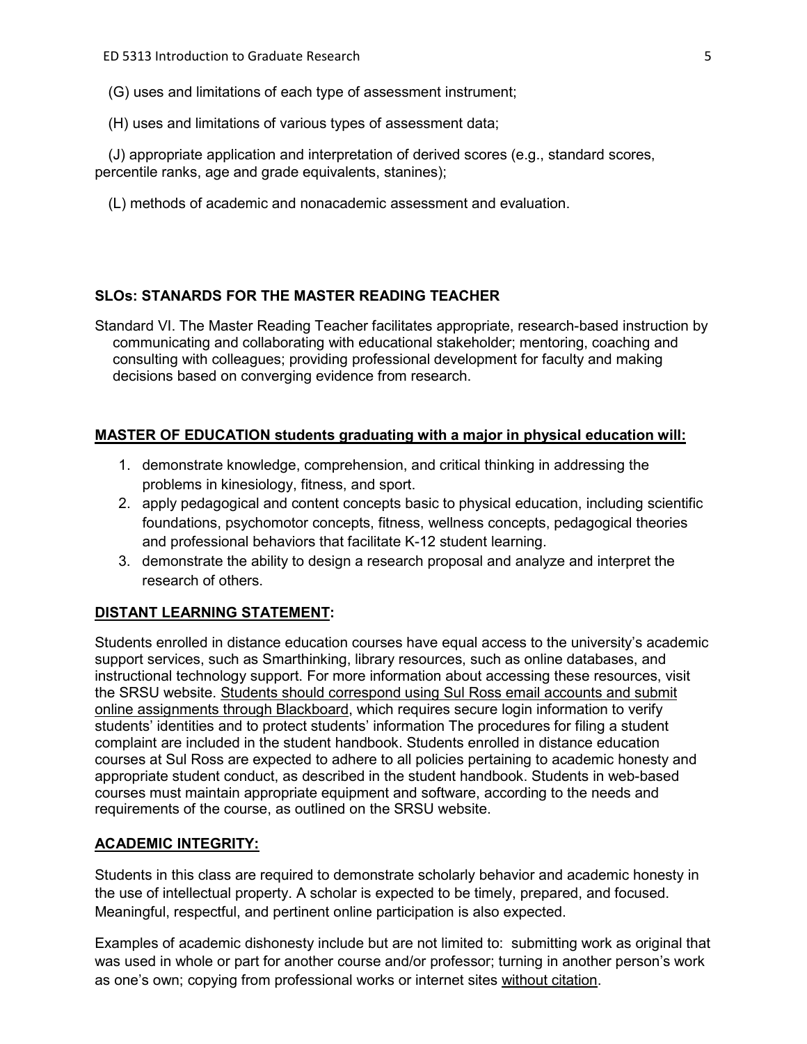(G) uses and limitations of each type of assessment instrument;

(H) uses and limitations of various types of assessment data;

(J) appropriate application and interpretation of derived scores (e.g., standard scores, percentile ranks, age and grade equivalents, stanines);

(L) methods of academic and nonacademic assessment and evaluation.

## SLOs: STANARDS FOR THE MASTER READING TEACHER

Standard VI. The Master Reading Teacher facilitates appropriate, research-based instruction by communicating and collaborating with educational stakeholder; mentoring, coaching and consulting with colleagues; providing professional development for faculty and making decisions based on converging evidence from research.

## MASTER OF EDUCATION students graduating with a major in physical education will:

1. demonstrate knowledge, comprehension, and critical thinking in addressing the problems in kinesiology, fitness, and sport.
2. apply pedagogical and content concepts basic to physical education, including scientific foundations, psychomotor concepts, fitness, wellness concepts, pedagogical theories and professional behaviors that facilitate K-12 student learning.
3. demonstrate the ability to design a research proposal and analyze and interpret the research of others.

## DISTANT LEARNING STATEMENT:

Students enrolled in distance education courses have equal access to the university's academic support services, such as Smarthinking, library resources, such as online databases, and instructional technology support. For more information about accessing these resources, visit the SRSU website. Students should correspond using Sul Ross email accounts and submit online assignments through Blackboard, which requires secure login information to verify students' identities and to protect students' information The procedures for filing a student complaint are included in the student handbook. Students enrolled in distance education courses at Sul Ross are expected to adhere to all policies pertaining to academic honesty and appropriate student conduct, as described in the student handbook. Students in web-based courses must maintain appropriate equipment and software, according to the needs and requirements of the course, as outlined on the SRSU website.

## ACADEMIC INTEGRITY:

Students in this class are required to demonstrate scholarly behavior and academic honesty in the use of intellectual property. A scholar is expected to be timely, prepared, and focused. Meaningful, respectful, and pertinent online participation is also expected.

Examples of academic dishonesty include but are not limited to: submitting work as original that was used in whole or part for another course and/or professor; turning in another person's work as one's own; copying from professional works or internet sites without citation.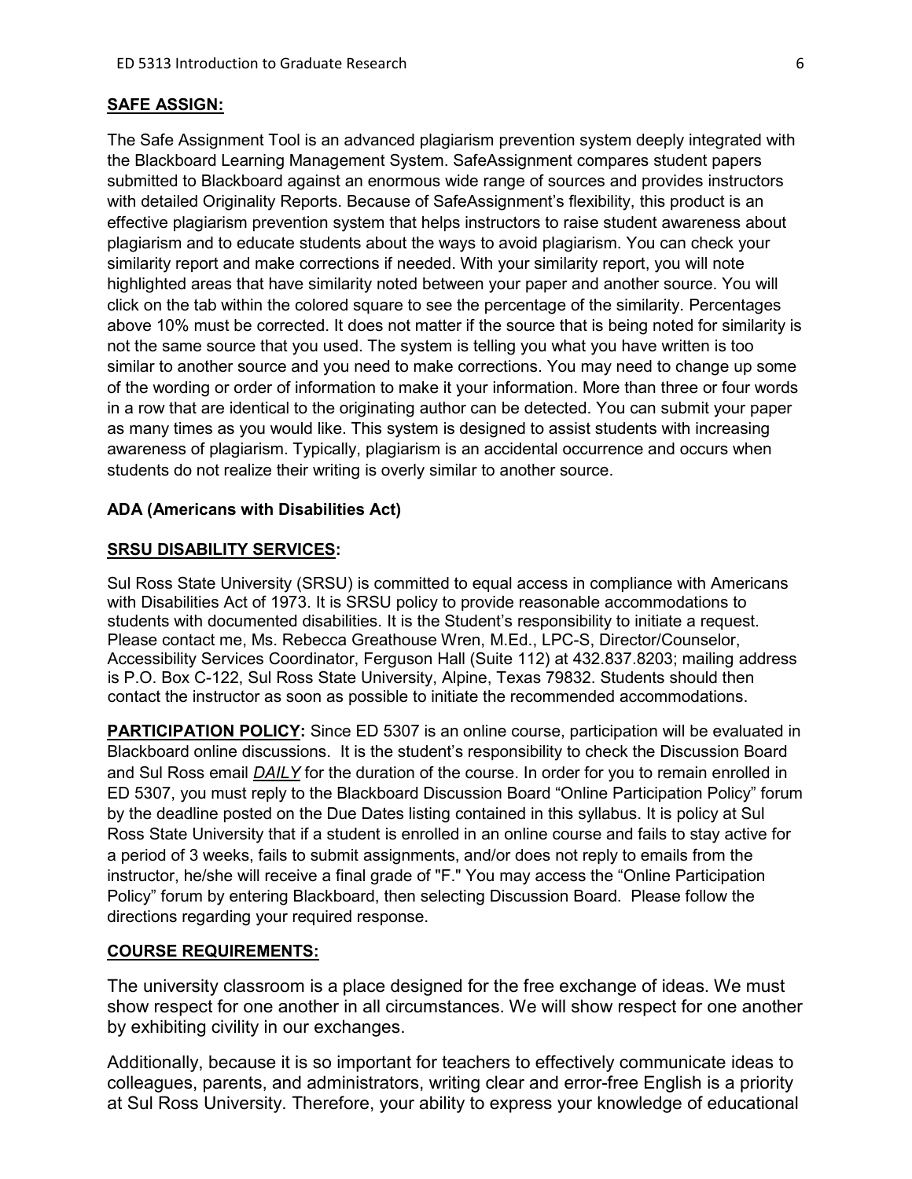**SAFE ASSIGN:**

The Safe Assignment Tool is an advanced plagiarism prevention system deeply integrated with the Blackboard Learning Management System. SafeAssignment compares student papers submitted to Blackboard against an enormous wide range of sources and provides instructors with detailed Originality Reports. Because of SafeAssignment's flexibility, this product is an effective plagiarism prevention system that helps instructors to raise student awareness about plagiarism and to educate students about the ways to avoid plagiarism. You can check your similarity report and make corrections if needed. With your similarity report, you will note highlighted areas that have similarity noted between your paper and another source. You will click on the tab within the colored square to see the percentage of the similarity. Percentages above 10% must be corrected. It does not matter if the source that is being noted for similarity is not the same source that you used. The system is telling you what you have written is too similar to another source and you need to make corrections. You may need to change up some of the wording or order of information to make it your information. More than three or four words in a row that are identical to the originating author can be detected. You can submit your paper as many times as you would like. This system is designed to assist students with increasing awareness of plagiarism. Typically, plagiarism is an accidental occurrence and occurs when students do not realize their writing is overly similar to another source.

**ADA (Americans with Disabilities Act)**

**SRSU DISABILITY SERVICES:**

Sul Ross State University (SRSU) is committed to equal access in compliance with Americans with Disabilities Act of 1973. It is SRSU policy to provide reasonable accommodations to students with documented disabilities. It is the Student's responsibility to initiate a request. Please contact me, Ms. Rebecca Greathouse Wren, M.Ed., LPC-S, Director/Counselor, Accessibility Services Coordinator, Ferguson Hall (Suite 112) at 432.837.8203; mailing address is P.O. Box C-122, Sul Ross State University, Alpine, Texas 79832. Students should then contact the instructor as soon as possible to initiate the recommended accommodations.

**PARTICIPATION POLICY:** Since ED 5307 is an online course, participation will be evaluated in Blackboard online discussions. It is the student's responsibility to check the Discussion Board and Sul Ross email ***DAILY*** for the duration of the course. In order for you to remain enrolled in ED 5307, you must reply to the Blackboard Discussion Board "Online Participation Policy" forum by the deadline posted on the Due Dates listing contained in this syllabus. It is policy at Sul Ross State University that if a student is enrolled in an online course and fails to stay active for a period of 3 weeks, fails to submit assignments, and/or does not reply to emails from the instructor, he/she will receive a final grade of "F." You may access the "Online Participation Policy" forum by entering Blackboard, then selecting Discussion Board. Please follow the directions regarding your required response.

**COURSE REQUIREMENTS:**

The university classroom is a place designed for the free exchange of ideas. We must show respect for one another in all circumstances. We will show respect for one another by exhibiting civility in our exchanges.

Additionally, because it is so important for teachers to effectively communicate ideas to colleagues, parents, and administrators, writing clear and error-free English is a priority at Sul Ross University. Therefore, your ability to express your knowledge of educational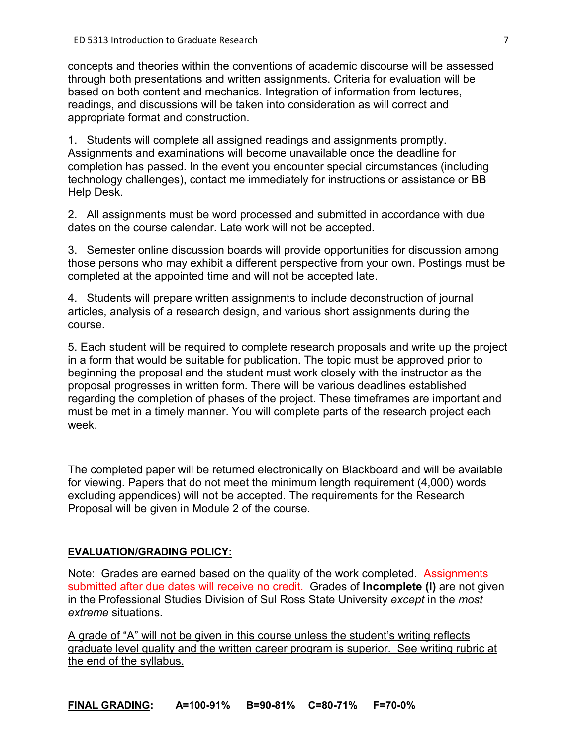concepts and theories within the conventions of academic discourse will be assessed through both presentations and written assignments. Criteria for evaluation will be based on both content and mechanics. Integration of information from lectures, readings, and discussions will be taken into consideration as will correct and appropriate format and construction.

1. Students will complete all assigned readings and assignments promptly. Assignments and examinations will become unavailable once the deadline for completion has passed. In the event you encounter special circumstances (including technology challenges), contact me immediately for instructions or assistance or BB Help Desk.

2. All assignments must be word processed and submitted in accordance with due dates on the course calendar. Late work will not be accepted.

3. Semester online discussion boards will provide opportunities for discussion among those persons who may exhibit a different perspective from your own. Postings must be completed at the appointed time and will not be accepted late.

4. Students will prepare written assignments to include deconstruction of journal articles, analysis of a research design, and various short assignments during the course.

5. Each student will be required to complete research proposals and write up the project in a form that would be suitable for publication. The topic must be approved prior to beginning the proposal and the student must work closely with the instructor as the proposal progresses in written form. There will be various deadlines established regarding the completion of phases of the project. These timeframes are important and must be met in a timely manner. You will complete parts of the research project each week.

The completed paper will be returned electronically on Blackboard and will be available for viewing. Papers that do not meet the minimum length requirement (4,000) words excluding appendices) will not be accepted. The requirements for the Research Proposal will be given in Module 2 of the course.

**EVALUATION/GRADING POLICY:**

Note: Grades are earned based on the quality of the work completed. Assignments submitted after due dates will receive no credit. Grades of **Incomplete (I)** are not given in the Professional Studies Division of Sul Ross State University *except* in the *most extreme* situations.

A grade of "A" will not be given in this course unless the student's writing reflects graduate level quality and the written career program is superior. See writing rubric at the end of the syllabus.

**FINAL GRADING: A=100-91% B=90-81% C=80-71% F=70-0%**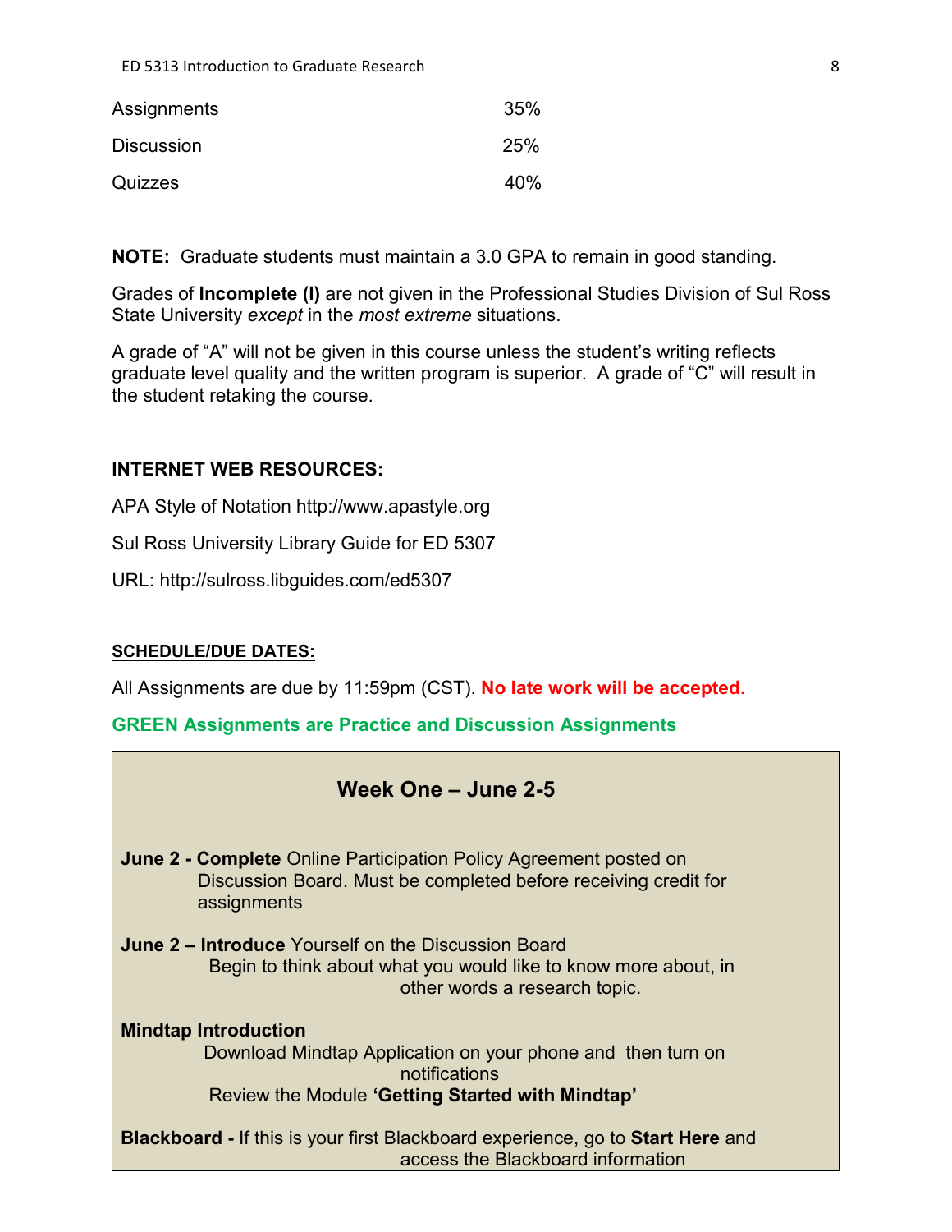| | |
|---|---|
| Assignments | 35% |
| Discussion | 25% |
| Quizzes | 40% |

**NOTE:** Graduate students must maintain a 3.0 GPA to remain in good standing.

Grades of **Incomplete (I)** are not given in the Professional Studies Division of Sul Ross State University *except* in the *most extreme* situations.

A grade of "A" will not be given in this course unless the student's writing reflects graduate level quality and the written program is superior. A grade of "C" will result in the student retaking the course.

**INTERNET WEB RESOURCES:**

APA Style of Notation http://www.apastyle.org

Sul Ross University Library Guide for ED 5307

URL: http://sulross.libguides.com/ed5307

**SCHEDULE/DUE DATES:**

All Assignments are due by 11:59pm (CST). **No late work will be accepted.**

**GREEN Assignments are Practice and Discussion Assignments**

### Week One – June 2-5

**June 2 - Complete** Online Participation Policy Agreement posted on Discussion Board. Must be completed before receiving credit for assignments

**June 2 – Introduce** Yourself on the Discussion Board
Begin to think about what you would like to know more about, in other words a research topic.

**Mindtap Introduction**
Download Mindtap Application on your phone and then turn on notifications
Review the Module **'Getting Started with Mindtap'**

**Blackboard -** If this is your first Blackboard experience, go to **Start Here** and access the Blackboard information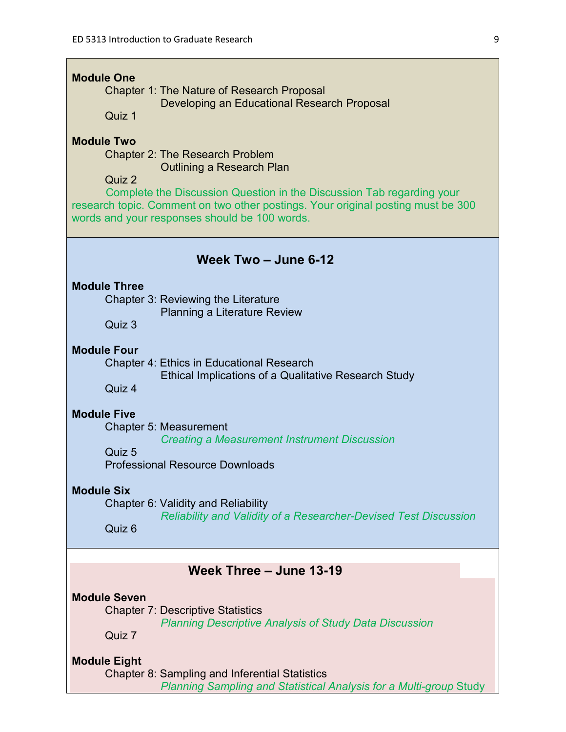**Module One**

Chapter 1: The Nature of Research Proposal

Developing an Educational Research Proposal

Quiz 1

**Module Two**

Chapter 2: The Research Problem

Outlining a Research Plan

Quiz 2

Complete the Discussion Question in the Discussion Tab regarding your research topic. Comment on two other postings. Your original posting must be 300 words and your responses should be 100 words.

## Week Two – June 6-12

**Module Three**

Chapter 3: Reviewing the Literature

Planning a Literature Review

Quiz 3

**Module Four**

Chapter 4: Ethics in Educational Research

Ethical Implications of a Qualitative Research Study

Quiz 4

**Module Five**

Chapter 5: Measurement

*Creating a Measurement Instrument Discussion*

Quiz 5

Professional Resource Downloads

**Module Six**

Chapter 6: Validity and Reliability

*Reliability and Validity of a Researcher-Devised Test Discussion*

Quiz 6

## Week Three – June 13-19

**Module Seven**

Chapter 7: Descriptive Statistics

*Planning Descriptive Analysis of Study Data Discussion*

Quiz 7

**Module Eight**

Chapter 8: Sampling and Inferential Statistics

*Planning Sampling and Statistical Analysis for a Multi-group* Study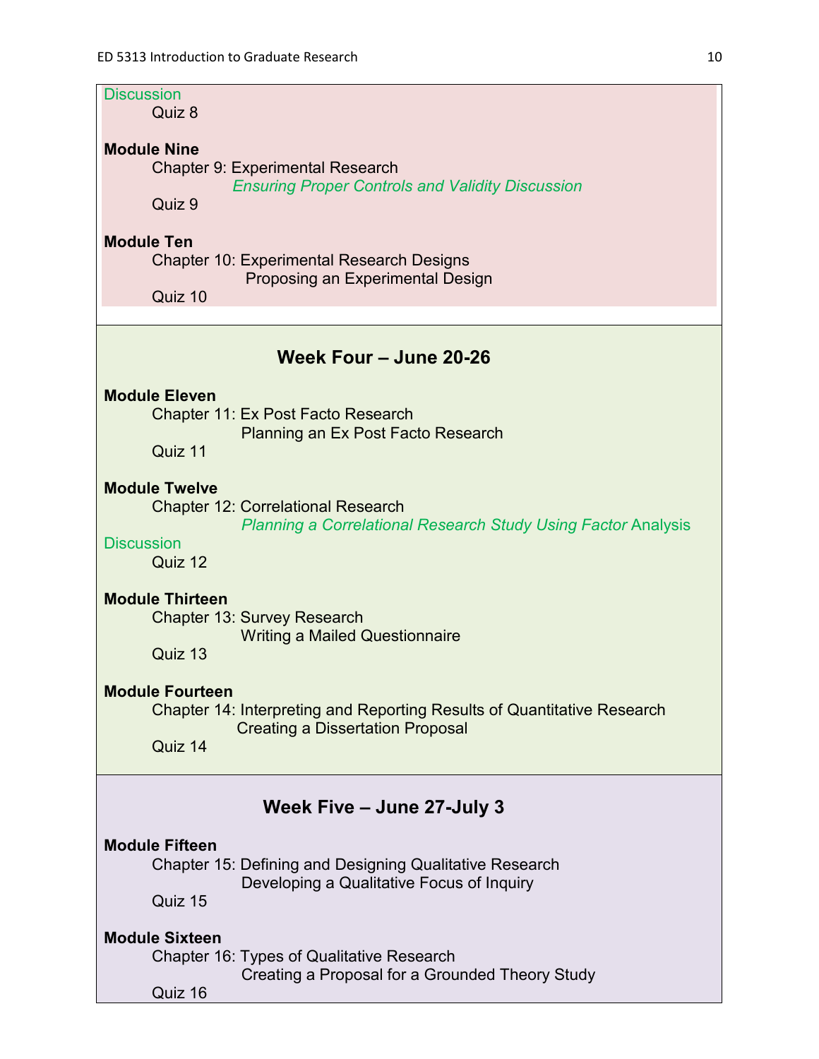Discussion

Quiz 8

**Module Nine**

Chapter 9: Experimental Research

*Ensuring Proper Controls and Validity Discussion*

Quiz 9

**Module Ten**

Chapter 10: Experimental Research Designs

Proposing an Experimental Design

Quiz 10

## Week Four – June 20-26

**Module Eleven**

Chapter 11: Ex Post Facto Research

Planning an Ex Post Facto Research

Quiz 11

**Module Twelve**

Chapter 12: Correlational Research

*Planning a Correlational Research Study Using Factor* Analysis

Discussion

Quiz 12

**Module Thirteen**

Chapter 13: Survey Research

Writing a Mailed Questionnaire

Quiz 13

**Module Fourteen**

Chapter 14: Interpreting and Reporting Results of Quantitative Research

Creating a Dissertation Proposal

Quiz 14

## Week Five – June 27-July 3

**Module Fifteen**

Chapter 15: Defining and Designing Qualitative Research

Developing a Qualitative Focus of Inquiry

Quiz 15

**Module Sixteen**

Chapter 16: Types of Qualitative Research

Creating a Proposal for a Grounded Theory Study

Quiz 16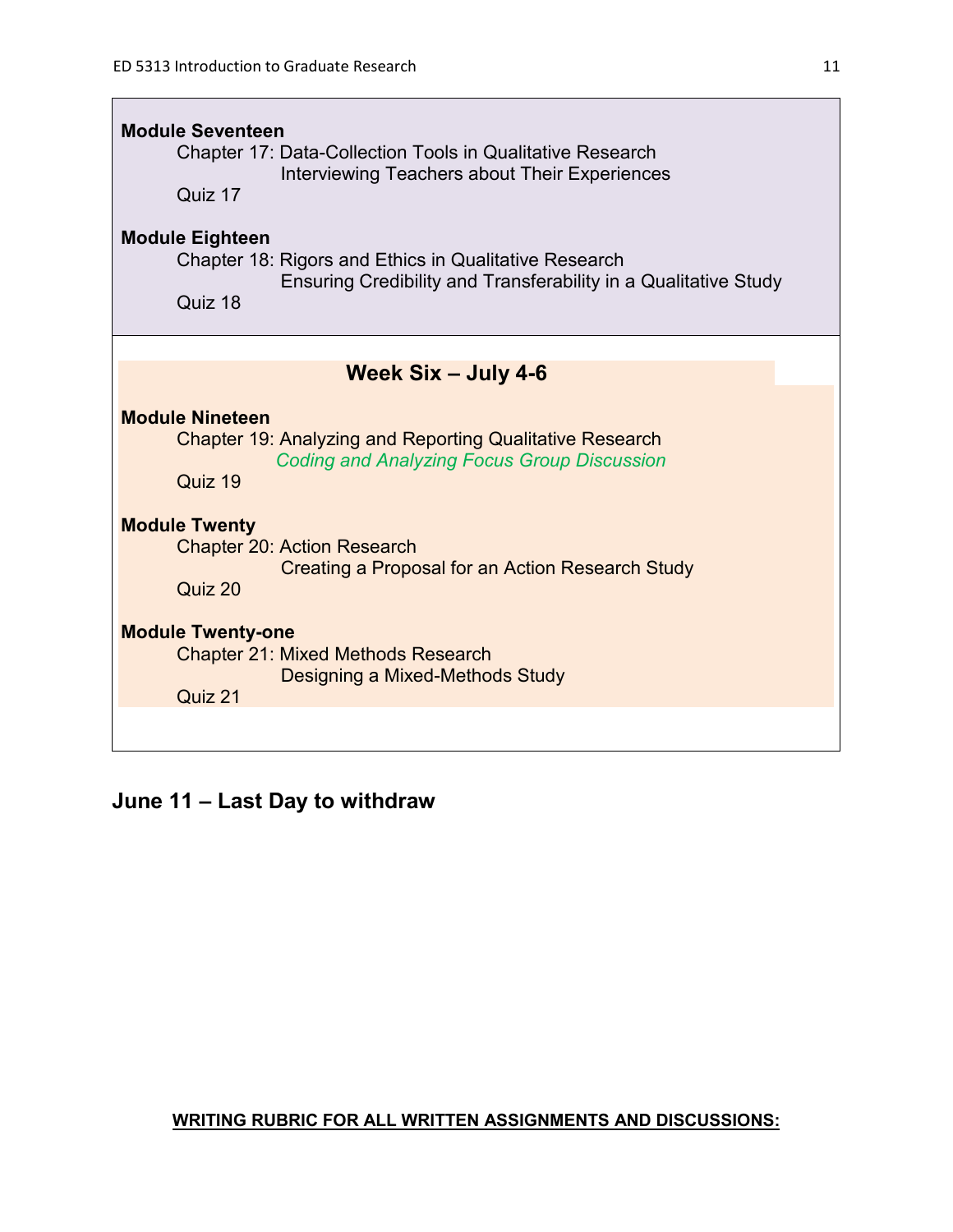**Module Seventeen**

Chapter 17: Data-Collection Tools in Qualitative Research
Interviewing Teachers about Their Experiences

Quiz 17

**Module Eighteen**

Chapter 18: Rigors and Ethics in Qualitative Research
Ensuring Credibility and Transferability in a Qualitative Study

Quiz 18

## Week Six – July 4-6

**Module Nineteen**

Chapter 19: Analyzing and Reporting Qualitative Research
*Coding and Analyzing Focus Group Discussion*

Quiz 19

**Module Twenty**

Chapter 20: Action Research
Creating a Proposal for an Action Research Study

Quiz 20

**Module Twenty-one**

Chapter 21: Mixed Methods Research
Designing a Mixed-Methods Study

Quiz 21

## June 11 – Last Day to withdraw

**WRITING RUBRIC FOR ALL WRITTEN ASSIGNMENTS AND DISCUSSIONS:**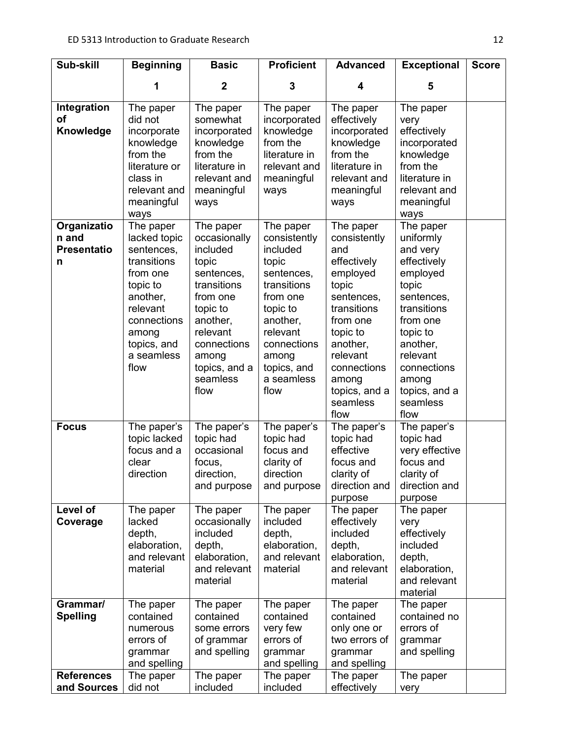| Sub-skill | Beginning<br>1 | Basic<br>2 | Proficient<br>3 | Advanced<br>4 | Exceptional<br>5 | Score |
|---|---|---|---|---|---|---|
| **Integration of Knowledge** | The paper did not incorporate knowledge from the literature or class in relevant and meaningful ways | The paper somewhat incorporated knowledge from the literature in relevant and meaningful ways | The paper incorporated knowledge from the literature in relevant and meaningful ways | The paper effectively incorporated knowledge from the literature in relevant and meaningful ways | The paper very effectively incorporated knowledge from the literature in relevant and meaningful ways | |
| **Organization and Presentation** | The paper lacked topic sentences, transitions from one topic to another, relevant connections among topics, and a seamless flow | The paper occasionally included topic sentences, transitions from one topic to another, relevant connections among topics, and a seamless flow | The paper consistently included topic sentences, transitions from one topic to another, relevant connections among topics, and a seamless flow | The paper consistently and effectively employed topic sentences, transitions from one topic to another, relevant connections among topics, and a seamless flow | The paper uniformly and very effectively employed topic sentences, transitions from one topic to another, relevant connections among topics, and a seamless flow | |
| **Focus** | The paper's topic lacked focus and a clear direction | The paper's topic had occasional focus, direction, and purpose | The paper's topic had focus and clarity of direction and purpose | The paper's topic had effective focus and clarity of direction and purpose | The paper's topic had very effective focus and clarity of direction and purpose | |
| **Level of Coverage** | The paper lacked depth, elaboration, and relevant material | The paper occasionally included depth, elaboration, and relevant material | The paper included depth, elaboration, and relevant material | The paper effectively included depth, elaboration, and relevant material | The paper very effectively included depth, elaboration, and relevant material | |
| **Grammar/ Spelling** | The paper contained numerous errors of grammar and spelling | The paper contained some errors of grammar and spelling | The paper contained very few errors of grammar and spelling | The paper contained only one or two errors of grammar and spelling | The paper contained no errors of grammar and spelling | |
| **References and Sources** | The paper did not | The paper included | The paper included | The paper effectively | The paper very | |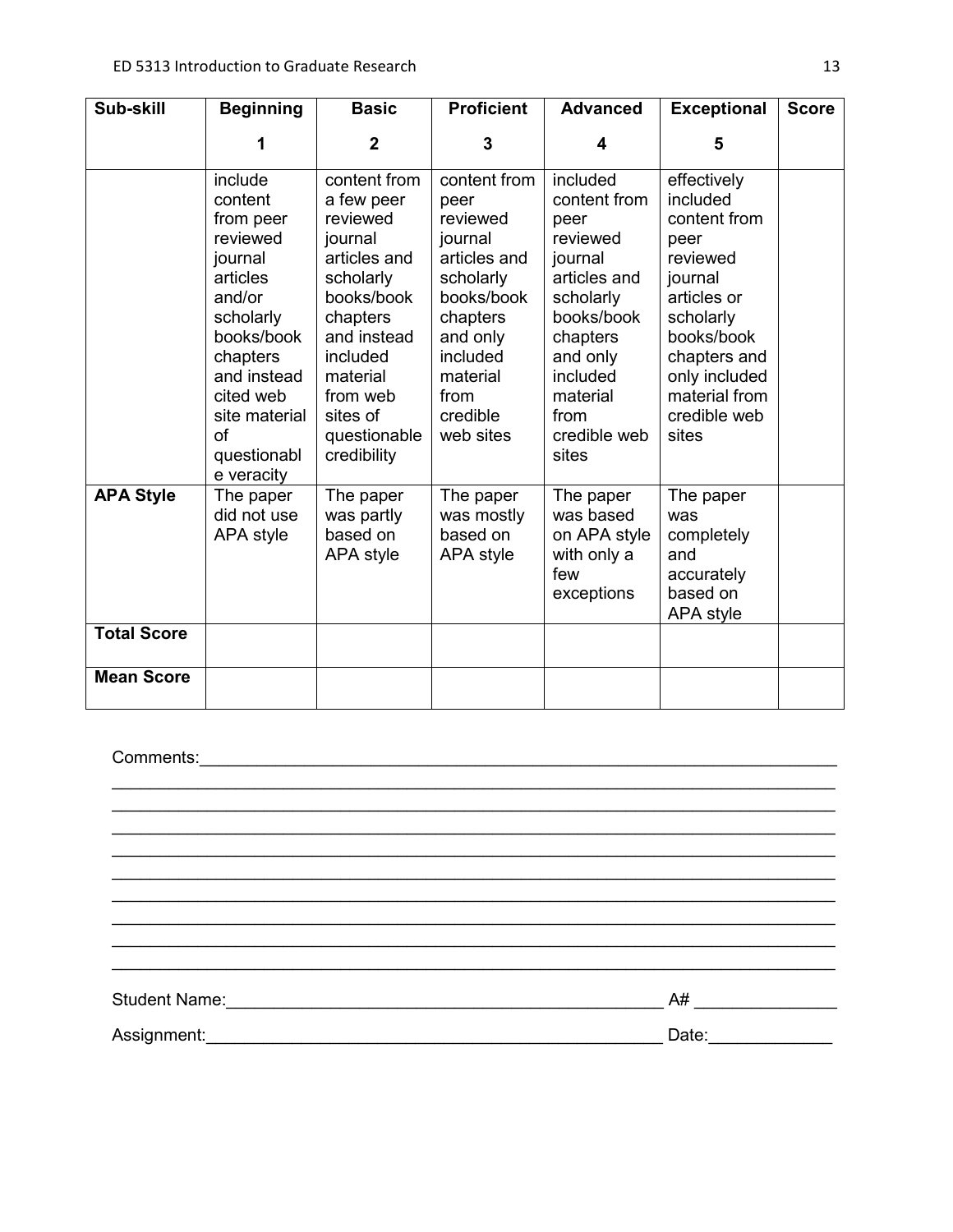| Sub-skill | Beginning 1 | Basic 2 | Proficient 3 | Advanced 4 | Exceptional 5 | Score |
| --- | --- | --- | --- | --- | --- | --- |
| | include content from peer reviewed journal articles and/or scholarly books/book chapters and instead cited web site material of questionable veracity | content from a few peer reviewed journal articles and scholarly books/book chapters and instead included material from web sites of questionable credibility | content from peer reviewed journal articles and scholarly books/book chapters and only included material from credible web sites | included content from peer reviewed journal articles and scholarly books/book chapters and only included material from credible web sites | effectively included content from peer reviewed journal articles or scholarly books/book chapters and only included material from credible web sites | |
| **APA Style** | The paper did not use APA style | The paper was partly based on APA style | The paper was mostly based on APA style | The paper was based on APA style with only a few exceptions | The paper was completely and accurately based on APA style | |
| **Total Score** | | | | | | |
| **Mean Score** | | | | | | |

Comments:_______________________________________________________________
_____________________________________________________________________
_____________________________________________________________________
_____________________________________________________________________
_____________________________________________________________________
_____________________________________________________________________
_____________________________________________________________________
_____________________________________________________________________
_____________________________________________________________________

Student Name:_______________________________________________ A# _______________

Assignment:_________________________________________________ Date:_____________